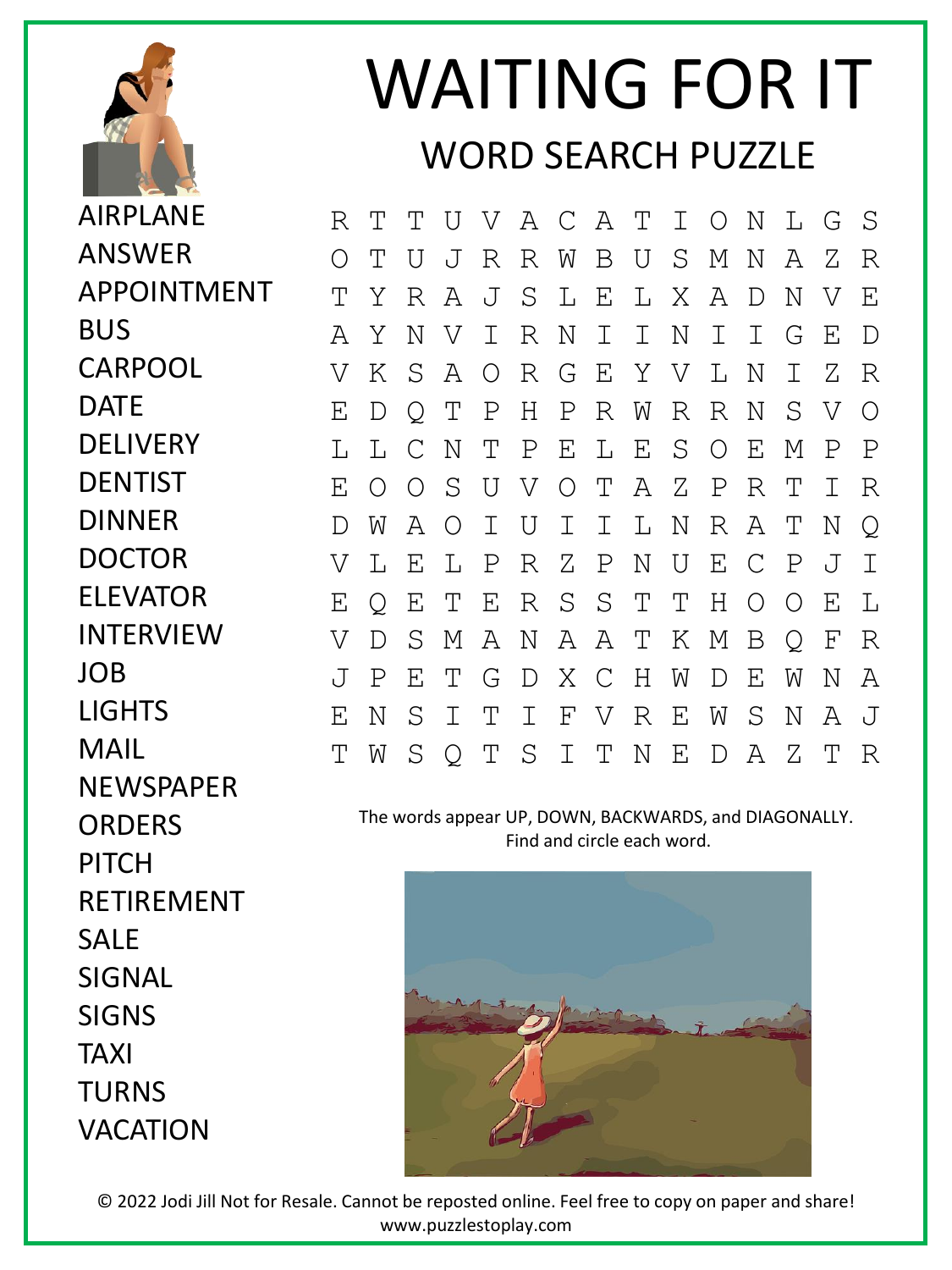# WAITING FOR IT

## WORD SEARCH PUZZLE

- AIRPLANE
- ANSWER
- APPOINTMENT
- BUS
- CARPOOL
- DATE
- DELIVERY
- DENTIST
- DINNER
- DOCTOR
- ELEVATOR
- INTERVIEW
- JOB
- LIGHTS
- MAIL
- NEWSPAPER
- ORDERS
- PITCH
- RETIREMENT
- SALE
- SIGNAL
- SIGNS
- TAXI
- TURNS
- VACATION

```
R T T U V A C A T I O N L G S
O T U J R R W B U S M N A Z R
T Y R A J S L E L X A D N V E
A Y N V I R N I I N I I G E D
V K S A O R G E Y V L N I Z R
E D Q T P H P R W R R N S V O
L L C N T P E L E S O E M P P
E O O S U V O T A Z P R T I R
D W A O I U I I L N R A T N Q
V L E L P R Z P N U E C P J I
E Q E T E R S S T T H O O E L
V D S M A N A A T K M B Q F R
J P E T G D X C H W D E W N A
E N S I T I F V R E W S N A J
T W S Q T S I T N E D A Z T R
```

The words appear UP, DOWN, BACKWARDS, and DIAGONALLY.
Find and circle each word.

© 2022 Jodi Jill Not for Resale. Cannot be reposted online. Feel free to copy on paper and share!
www.puzzlestoplay.com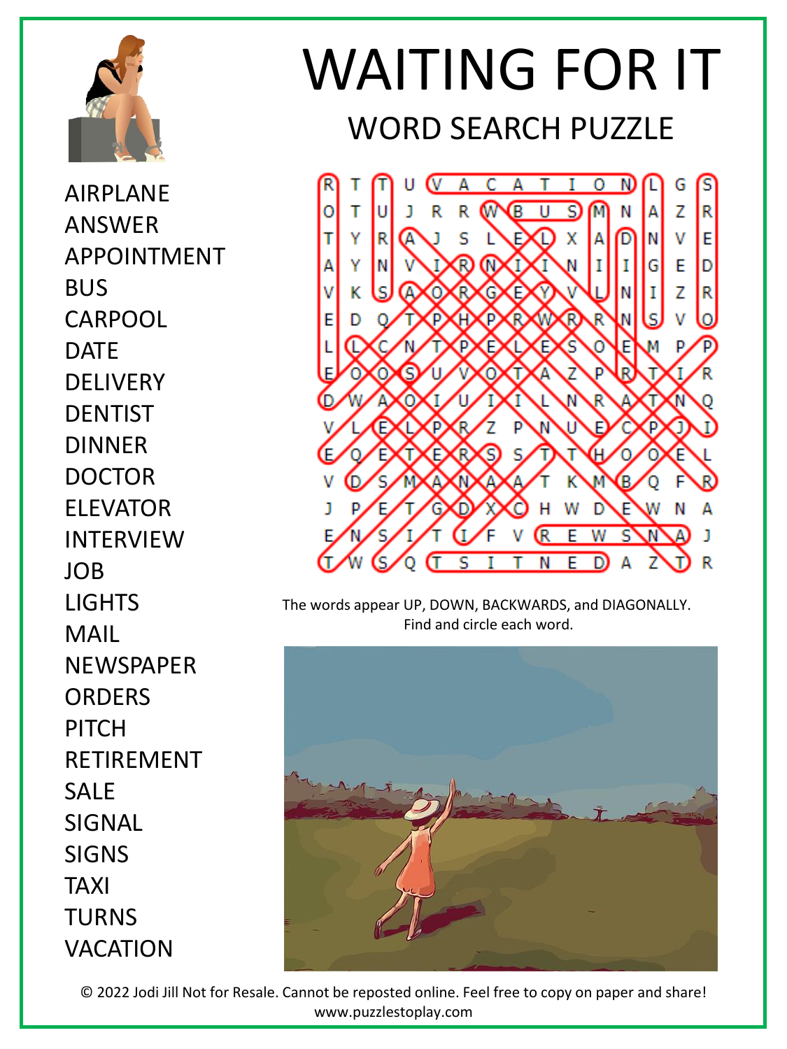# WAITING FOR IT

## WORD SEARCH PUZZLE

AIRPLANE
ANSWER
APPOINTMENT
BUS
CARPOOL
DATE
DELIVERY
DENTIST
DINNER
DOCTOR
ELEVATOR
INTERVIEW
JOB
LIGHTS
MAIL
NEWSPAPER
ORDERS
PITCH
RETIREMENT
SALE
SIGNAL
SIGNS
TAXI
TURNS
VACATION

| | | | | | | | | | | | | | | |
|---|---|---|---|---|---|---|---|---|---|---|---|---|---|---|
| R | T | T | U | V | A | C | A | T | I | O | N | L | G | S |
| O | T | U | J | R | R | W | B | U | S | M | N | A | Z | R |
| T | Y | R | A | J | S | L | E | L | X | A | D | N | V | E |
| A | Y | N | V | I | R | N | I | I | N | I | I | G | E | D |
| V | K | S | A | O | R | G | E | Y | V | L | N | I | Z | R |
| E | D | Q | T | P | H | P | R | W | R | R | N | S | V | O |
| L | L | C | N | T | P | E | L | E | S | O | E | M | P | P |
| E | O | O | S | U | V | O | T | A | Z | P | R | T | I | R |
| D | W | A | O | I | U | I | I | L | N | R | A | T | N | Q |
| V | L | E | L | P | R | Z | P | N | U | E | C | P | J | I |
| E | Q | E | T | E | R | S | S | T | T | H | O | O | E | L |
| V | D | S | M | A | N | A | A | T | K | M | B | Q | F | R |
| J | P | E | T | G | D | X | C | H | W | D | E | W | N | A |
| E | N | S | I | T | I | F | V | R | E | W | S | N | A | J |
| T | W | S | Q | T | S | I | T | N | E | D | A | Z | T | R |

The words appear UP, DOWN, BACKWARDS, and DIAGONALLY.
Find and circle each word.

© 2022 Jodi Jill Not for Resale. Cannot be reposted online. Feel free to copy on paper and share!
www.puzzlestoplay.com